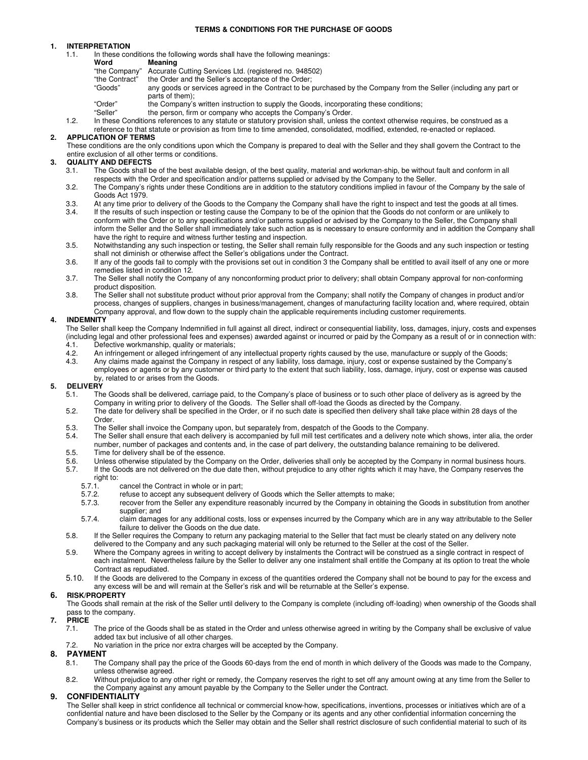# TERMS & CONDITIONS FOR THE PURCHASE OF GOODS

## 1. INTERPRETATION

1.1. In these conditions the following words shall have the following meanings:

| Word | Meaning |
| --- | --- |
| "the Company" | Accurate Cutting Services Ltd. (registered no. 948502) |
| "the Contract" | the Order and the Seller's acceptance of the Order; |
| "Goods" | any goods or services agreed in the Contract to be purchased by the Company from the Seller (including any part or parts of them); |
| "Order" | the Company's written instruction to supply the Goods, incorporating these conditions; |
| "Seller" | the person, firm or company who accepts the Company's Order. |

1.2. In these Conditions references to any statute or statutory provision shall, unless the context otherwise requires, be construed as a reference to that statute or provision as from time to time amended, consolidated, modified, extended, re-enacted or replaced.

## 2. APPLICATION OF TERMS

These conditions are the only conditions upon which the Company is prepared to deal with the Seller and they shall govern the Contract to the entire exclusion of all other terms or conditions.

## 3. QUALITY AND DEFECTS

3.1. The Goods shall be of the best available design, of the best quality, material and workman-ship, be without fault and conform in all respects with the Order and specification and/or patterns supplied or advised by the Company to the Seller.

3.2. The Company's rights under these Conditions are in addition to the statutory conditions implied in favour of the Company by the sale of Goods Act 1979.

3.3. At any time prior to delivery of the Goods to the Company the Company shall have the right to inspect and test the goods at all times.

3.4. If the results of such inspection or testing cause the Company to be of the opinion that the Goods do not conform or are unlikely to conform with the Order or to any specifications and/or patterns supplied or advised by the Company to the Seller, the Company shall inform the Seller and the Seller shall immediately take such action as is necessary to ensure conformity and in addition the Company shall have the right to require and witness further testing and inspection.

3.5. Notwithstanding any such inspection or testing, the Seller shall remain fully responsible for the Goods and any such inspection or testing shall not diminish or otherwise affect the Seller's obligations under the Contract.

3.6. If any of the goods fail to comply with the provisions set out in condition 3 the Company shall be entitled to avail itself of any one or more remedies listed in condition 12.

3.7. The Seller shall notify the Company of any nonconforming product prior to delivery; shall obtain Company approval for non-conforming product disposition.

3.8. The Seller shall not substitute product without prior approval from the Company; shall notify the Company of changes in product and/or process, changes of suppliers, changes in business/management, changes of manufacturing facility location and, where required, obtain Company approval, and flow down to the supply chain the applicable requirements including customer requirements.

## 4. INDEMNITY

The Seller shall keep the Company Indemnified in full against all direct, indirect or consequential liability, loss, damages, injury, costs and expenses (including legal and other professional fees and expenses) awarded against or incurred or paid by the Company as a result of or in connection with:

4.1. Defective workmanship, quality or materials;

4.2. An infringement or alleged infringement of any intellectual property rights caused by the use, manufacture or supply of the Goods;

4.3. Any claims made against the Company in respect of any liability, loss damage, injury, cost or expense sustained by the Company's employees or agents or by any customer or third party to the extent that such liability, loss, damage, injury, cost or expense was caused by, related to or arises from the Goods.

## 5. DELIVERY

5.1. The Goods shall be delivered, carriage paid, to the Company's place of business or to such other place of delivery as is agreed by the Company in writing prior to delivery of the Goods. The Seller shall off-load the Goods as directed by the Company.

5.2. The date for delivery shall be specified in the Order, or if no such date is specified then delivery shall take place within 28 days of the Order.

5.3. The Seller shall invoice the Company upon, but separately from, despatch of the Goods to the Company.

5.4. The Seller shall ensure that each delivery is accompanied by full mill test certificates and a delivery note which shows, inter alia, the order number, number of packages and contents and, in the case of part delivery, the outstanding balance remaining to be delivered.

5.5. Time for delivery shall be of the essence.

5.6. Unless otherwise stipulated by the Company on the Order, deliveries shall only be accepted by the Company in normal business hours.

5.7. If the Goods are not delivered on the due date then, without prejudice to any other rights which it may have, the Company reserves the right to:

- 5.7.1. cancel the Contract in whole or in part;
- 5.7.2. refuse to accept any subsequent delivery of Goods which the Seller attempts to make;
- 5.7.3. recover from the Seller any expenditure reasonably incurred by the Company in obtaining the Goods in substitution from another supplier; and
- 5.7.4. claim damages for any additional costs, loss or expenses incurred by the Company which are in any way attributable to the Seller failure to deliver the Goods on the due date.

5.8. If the Seller requires the Company to return any packaging material to the Seller that fact must be clearly stated on any delivery note delivered to the Company and any such packaging material will only be returned to the Seller at the cost of the Seller.

5.9. Where the Company agrees in writing to accept delivery by instalments the Contract will be construed as a single contract in respect of each instalment. Nevertheless failure by the Seller to deliver any one instalment shall entitle the Company at its option to treat the whole Contract as repudiated.

5.10. If the Goods are delivered to the Company in excess of the quantities ordered the Company shall not be bound to pay for the excess and any excess will be and will remain at the Seller's risk and will be returnable at the Seller's expense.

## 6. RISK/PROPERTY

The Goods shall remain at the risk of the Seller until delivery to the Company is complete (including off-loading) when ownership of the Goods shall pass to the company.

## 7. PRICE

7.1. The price of the Goods shall be as stated in the Order and unless otherwise agreed in writing by the Company shall be exclusive of value added tax but inclusive of all other charges.

7.2. No variation in the price nor extra charges will be accepted by the Company.

## 8. PAYMENT

8.1. The Company shall pay the price of the Goods 60-days from the end of month in which delivery of the Goods was made to the Company, unless otherwise agreed.

8.2. Without prejudice to any other right or remedy, the Company reserves the right to set off any amount owing at any time from the Seller to the Company against any amount payable by the Company to the Seller under the Contract.

## 9. CONFIDENTIALITY

The Seller shall keep in strict confidence all technical or commercial know-how, specifications, inventions, processes or initiatives which are of a confidential nature and have been disclosed to the Seller by the Company or its agents and any other confidential information concerning the Company's business or its products which the Seller may obtain and the Seller shall restrict disclosure of such confidential material to such of its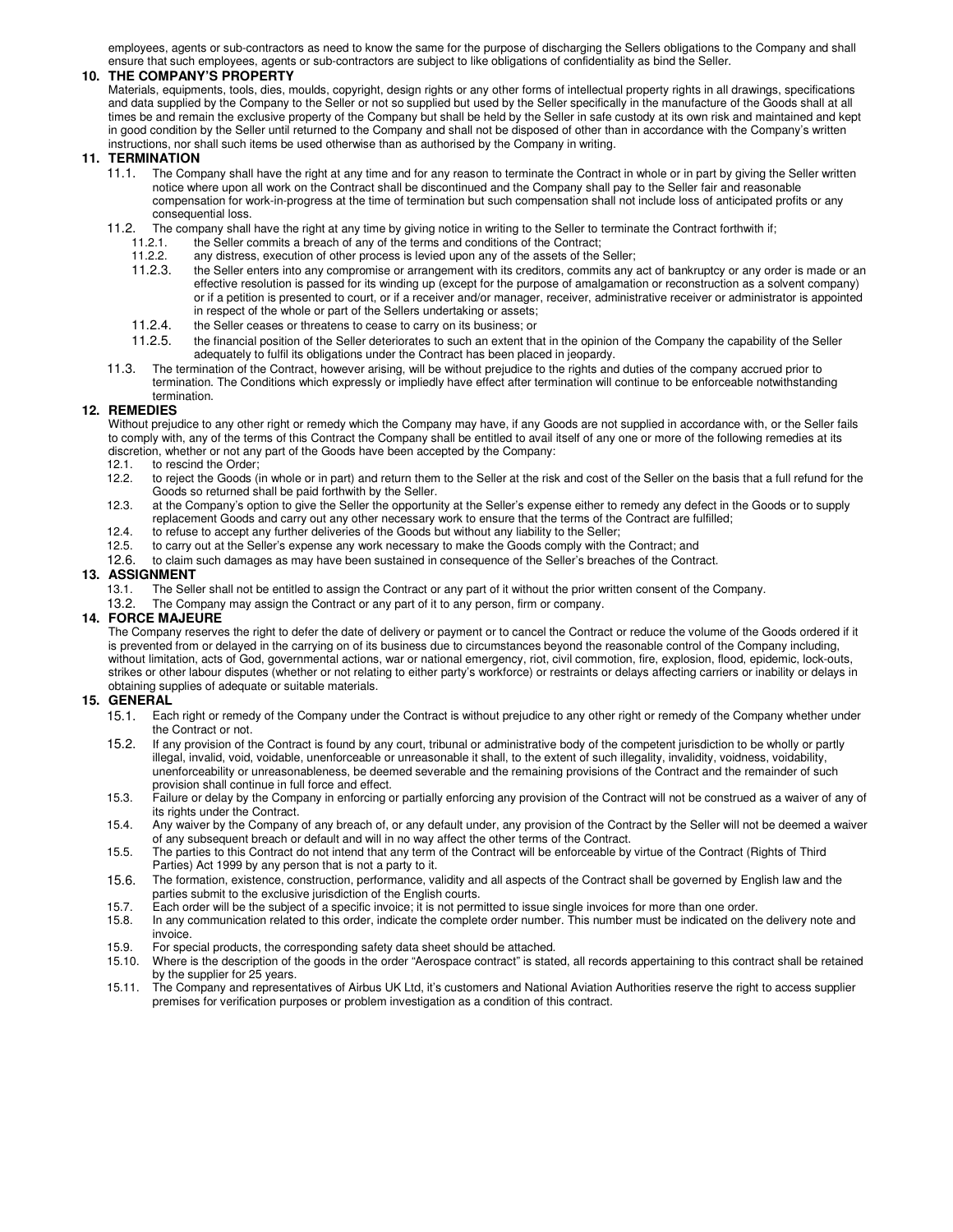employees, agents or sub-contractors as need to know the same for the purpose of discharging the Sellers obligations to the Company and shall ensure that such employees, agents or sub-contractors are subject to like obligations of confidentiality as bind the Seller.

## 10. THE COMPANY'S PROPERTY

Materials, equipments, tools, dies, moulds, copyright, design rights or any other forms of intellectual property rights in all drawings, specifications and data supplied by the Company to the Seller or not so supplied but used by the Seller specifically in the manufacture of the Goods shall at all times be and remain the exclusive property of the Company but shall be held by the Seller in safe custody at its own risk and maintained and kept in good condition by the Seller until returned to the Company and shall not be disposed of other than in accordance with the Company's written instructions, nor shall such items be used otherwise than as authorised by the Company in writing.

## 11. TERMINATION

11.1. The Company shall have the right at any time and for any reason to terminate the Contract in whole or in part by giving the Seller written notice where upon all work on the Contract shall be discontinued and the Company shall pay to the Seller fair and reasonable compensation for work-in-progress at the time of termination but such compensation shall not include loss of anticipated profits or any consequential loss.

11.2. The company shall have the right at any time by giving notice in writing to the Seller to terminate the Contract forthwith if;

11.2.1. the Seller commits a breach of any of the terms and conditions of the Contract;

11.2.2. any distress, execution of other process is levied upon any of the assets of the Seller;

11.2.3. the Seller enters into any compromise or arrangement with its creditors, commits any act of bankruptcy or any order is made or an effective resolution is passed for its winding up (except for the purpose of amalgamation or reconstruction as a solvent company) or if a petition is presented to court, or if a receiver and/or manager, receiver, administrative receiver or administrator is appointed in respect of the whole or part of the Sellers undertaking or assets;

11.2.4. the Seller ceases or threatens to cease to carry on its business; or

11.2.5. the financial position of the Seller deteriorates to such an extent that in the opinion of the Company the capability of the Seller adequately to fulfil its obligations under the Contract has been placed in jeopardy.

11.3. The termination of the Contract, however arising, will be without prejudice to the rights and duties of the company accrued prior to termination. The Conditions which expressly or impliedly have effect after termination will continue to be enforceable notwithstanding termination.

## 12. REMEDIES

Without prejudice to any other right or remedy which the Company may have, if any Goods are not supplied in accordance with, or the Seller fails to comply with, any of the terms of this Contract the Company shall be entitled to avail itself of any one or more of the following remedies at its discretion, whether or not any part of the Goods have been accepted by the Company:

12.1. to rescind the Order;

12.2. to reject the Goods (in whole or in part) and return them to the Seller at the risk and cost of the Seller on the basis that a full refund for the Goods so returned shall be paid forthwith by the Seller.

12.3. at the Company's option to give the Seller the opportunity at the Seller's expense either to remedy any defect in the Goods or to supply replacement Goods and carry out any other necessary work to ensure that the terms of the Contract are fulfilled;

12.4. to refuse to accept any further deliveries of the Goods but without any liability to the Seller;

12.5. to carry out at the Seller's expense any work necessary to make the Goods comply with the Contract; and

12.6. to claim such damages as may have been sustained in consequence of the Seller's breaches of the Contract.

## 13. ASSIGNMENT

13.1. The Seller shall not be entitled to assign the Contract or any part of it without the prior written consent of the Company.

13.2. The Company may assign the Contract or any part of it to any person, firm or company.

## 14. FORCE MAJEURE

The Company reserves the right to defer the date of delivery or payment or to cancel the Contract or reduce the volume of the Goods ordered if it is prevented from or delayed in the carrying on of its business due to circumstances beyond the reasonable control of the Company including, without limitation, acts of God, governmental actions, war or national emergency, riot, civil commotion, fire, explosion, flood, epidemic, lock-outs, strikes or other labour disputes (whether or not relating to either party's workforce) or restraints or delays affecting carriers or inability or delays in obtaining supplies of adequate or suitable materials.

## 15. GENERAL

15.1. Each right or remedy of the Company under the Contract is without prejudice to any other right or remedy of the Company whether under the Contract or not.

15.2. If any provision of the Contract is found by any court, tribunal or administrative body of the competent jurisdiction to be wholly or partly illegal, invalid, void, voidable, unenforceable or unreasonable it shall, to the extent of such illegality, invalidity, voidness, voidability, unenforceability or unreasonableness, be deemed severable and the remaining provisions of the Contract and the remainder of such provision shall continue in full force and effect.

15.3. Failure or delay by the Company in enforcing or partially enforcing any provision of the Contract will not be construed as a waiver of any of its rights under the Contract.

15.4. Any waiver by the Company of any breach of, or any default under, any provision of the Contract by the Seller will not be deemed a waiver of any subsequent breach or default and will in no way affect the other terms of the Contract.

15.5. The parties to this Contract do not intend that any term of the Contract will be enforceable by virtue of the Contract (Rights of Third Parties) Act 1999 by any person that is not a party to it.

15.6. The formation, existence, construction, performance, validity and all aspects of the Contract shall be governed by English law and the parties submit to the exclusive jurisdiction of the English courts.

15.7. Each order will be the subject of a specific invoice; it is not permitted to issue single invoices for more than one order.

15.8. In any communication related to this order, indicate the complete order number. This number must be indicated on the delivery note and invoice.

15.9. For special products, the corresponding safety data sheet should be attached.

15.10. Where is the description of the goods in the order "Aerospace contract" is stated, all records appertaining to this contract shall be retained by the supplier for 25 years.

15.11. The Company and representatives of Airbus UK Ltd, it's customers and National Aviation Authorities reserve the right to access supplier premises for verification purposes or problem investigation as a condition of this contract.